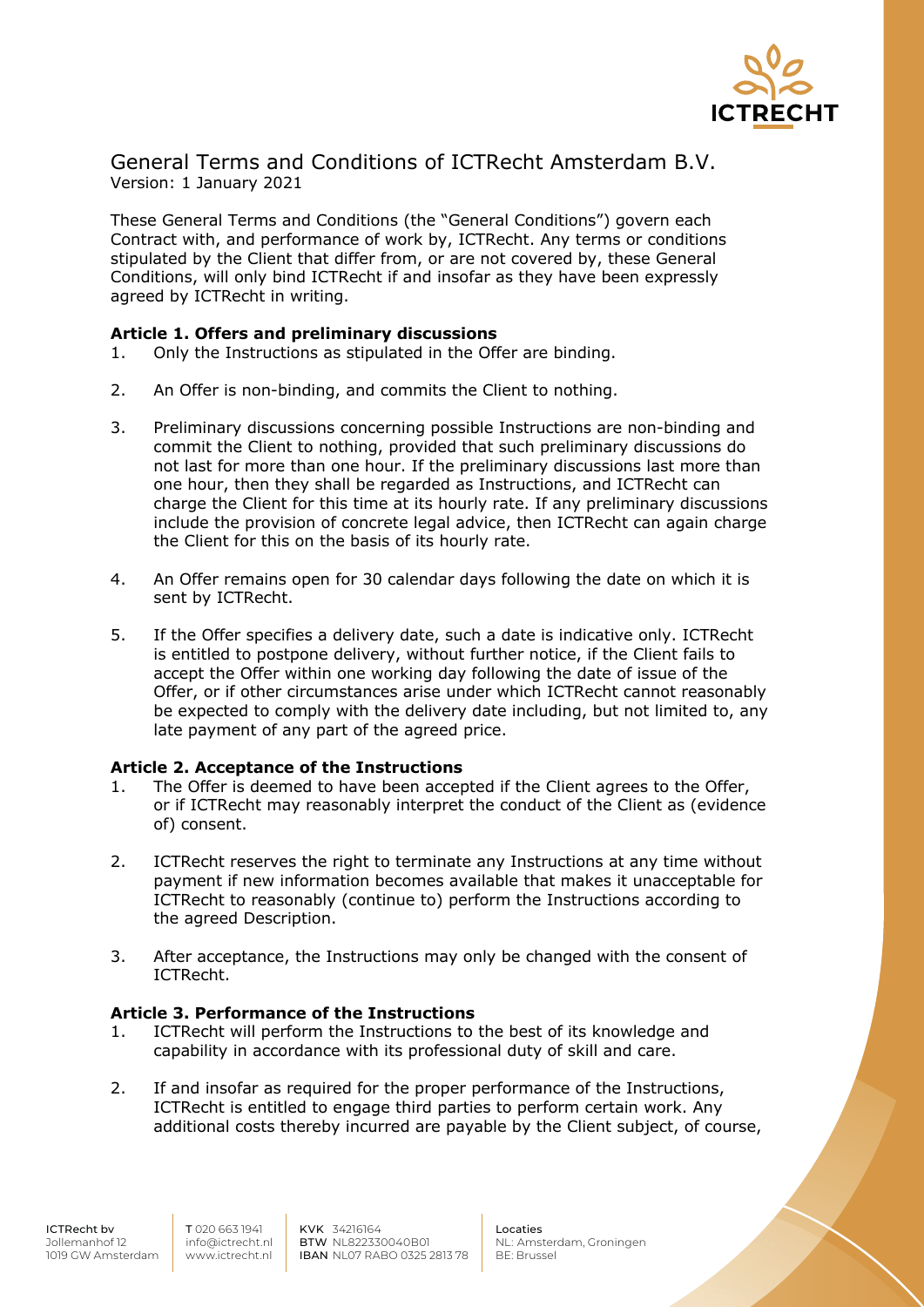# General Terms and Conditions of ICTRecht Amsterdam B.V.

Version: 1 January 2021

These General Terms and Conditions (the "General Conditions") govern each Contract with, and performance of work by, ICTRecht. Any terms or conditions stipulated by the Client that differ from, or are not covered by, these General Conditions, will only bind ICTRecht if and insofar as they have been expressly agreed by ICTRecht in writing.

## Article 1. Offers and preliminary discussions

1. Only the Instructions as stipulated in the Offer are binding.
2. An Offer is non-binding, and commits the Client to nothing.
3. Preliminary discussions concerning possible Instructions are non-binding and commit the Client to nothing, provided that such preliminary discussions do not last for more than one hour. If the preliminary discussions last more than one hour, then they shall be regarded as Instructions, and ICTRecht can charge the Client for this time at its hourly rate. If any preliminary discussions include the provision of concrete legal advice, then ICTRecht can again charge the Client for this on the basis of its hourly rate.
4. An Offer remains open for 30 calendar days following the date on which it is sent by ICTRecht.
5. If the Offer specifies a delivery date, such a date is indicative only. ICTRecht is entitled to postpone delivery, without further notice, if the Client fails to accept the Offer within one working day following the date of issue of the Offer, or if other circumstances arise under which ICTRecht cannot reasonably be expected to comply with the delivery date including, but not limited to, any late payment of any part of the agreed price.

## Article 2. Acceptance of the Instructions

1. The Offer is deemed to have been accepted if the Client agrees to the Offer, or if ICTRecht may reasonably interpret the conduct of the Client as (evidence of) consent.
2. ICTRecht reserves the right to terminate any Instructions at any time without payment if new information becomes available that makes it unacceptable for ICTRecht to reasonably (continue to) perform the Instructions according to the agreed Description.
3. After acceptance, the Instructions may only be changed with the consent of ICTRecht.

## Article 3. Performance of the Instructions

1. ICTRecht will perform the Instructions to the best of its knowledge and capability in accordance with its professional duty of skill and care.
2. If and insofar as required for the proper performance of the Instructions, ICTRecht is entitled to engage third parties to perform certain work. Any additional costs thereby incurred are payable by the Client subject, of course,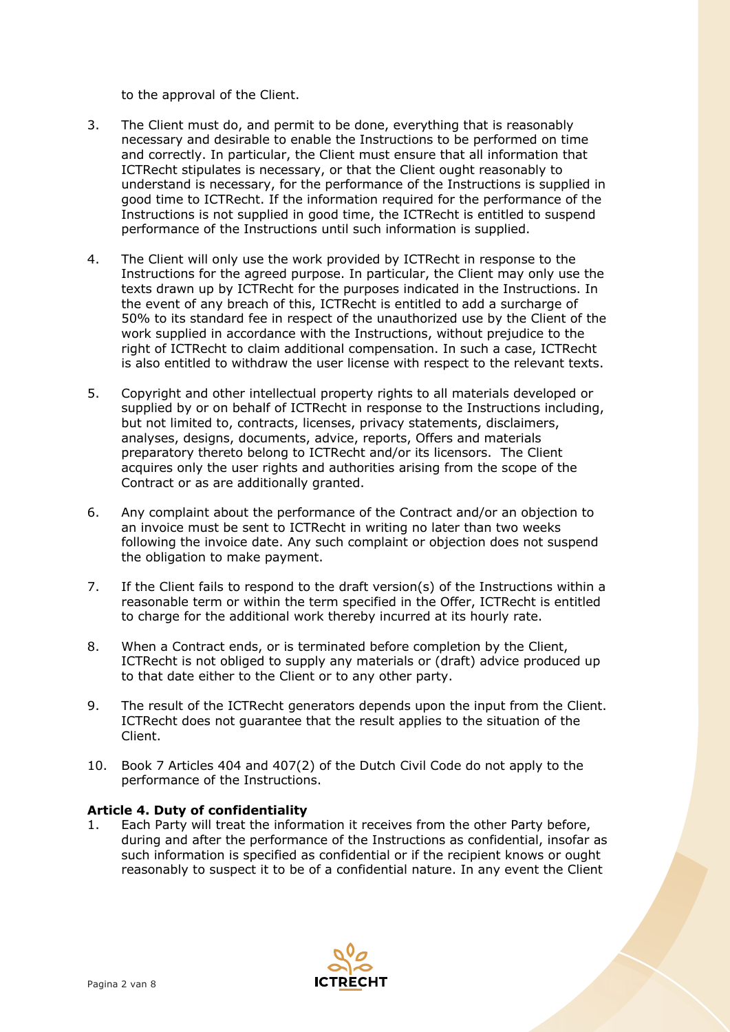to the approval of the Client.

3. The Client must do, and permit to be done, everything that is reasonably necessary and desirable to enable the Instructions to be performed on time and correctly. In particular, the Client must ensure that all information that ICTRecht stipulates is necessary, or that the Client ought reasonably to understand is necessary, for the performance of the Instructions is supplied in good time to ICTRecht. If the information required for the performance of the Instructions is not supplied in good time, the ICTRecht is entitled to suspend performance of the Instructions until such information is supplied.

4. The Client will only use the work provided by ICTRecht in response to the Instructions for the agreed purpose. In particular, the Client may only use the texts drawn up by ICTRecht for the purposes indicated in the Instructions. In the event of any breach of this, ICTRecht is entitled to add a surcharge of 50% to its standard fee in respect of the unauthorized use by the Client of the work supplied in accordance with the Instructions, without prejudice to the right of ICTRecht to claim additional compensation. In such a case, ICTRecht is also entitled to withdraw the user license with respect to the relevant texts.

5. Copyright and other intellectual property rights to all materials developed or supplied by or on behalf of ICTRecht in response to the Instructions including, but not limited to, contracts, licenses, privacy statements, disclaimers, analyses, designs, documents, advice, reports, Offers and materials preparatory thereto belong to ICTRecht and/or its licensors. The Client acquires only the user rights and authorities arising from the scope of the Contract or as are additionally granted.

6. Any complaint about the performance of the Contract and/or an objection to an invoice must be sent to ICTRecht in writing no later than two weeks following the invoice date. Any such complaint or objection does not suspend the obligation to make payment.

7. If the Client fails to respond to the draft version(s) of the Instructions within a reasonable term or within the term specified in the Offer, ICTRecht is entitled to charge for the additional work thereby incurred at its hourly rate.

8. When a Contract ends, or is terminated before completion by the Client, ICTRecht is not obliged to supply any materials or (draft) advice produced up to that date either to the Client or to any other party.

9. The result of the ICTRecht generators depends upon the input from the Client. ICTRecht does not guarantee that the result applies to the situation of the Client.

10. Book 7 Articles 404 and 407(2) of the Dutch Civil Code do not apply to the performance of the Instructions.

**Article 4. Duty of confidentiality**

1. Each Party will treat the information it receives from the other Party before, during and after the performance of the Instructions as confidential, insofar as such information is specified as confidential or if the recipient knows or ought reasonably to suspect it to be of a confidential nature. In any event the Client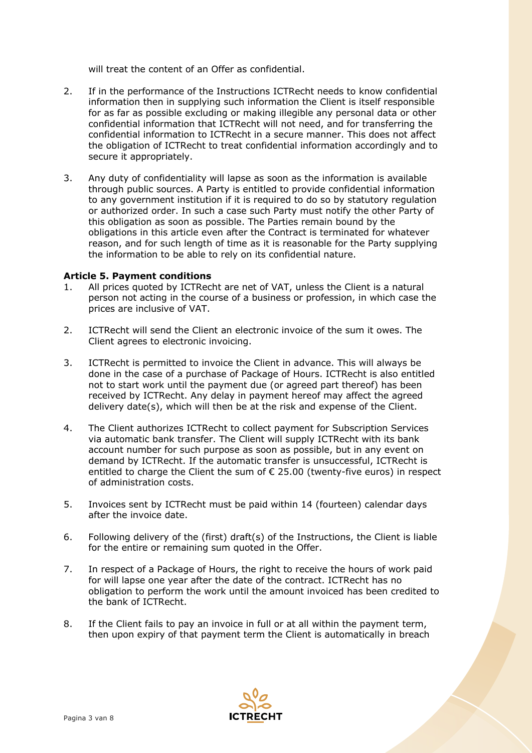will treat the content of an Offer as confidential.

2. If in the performance of the Instructions ICTRecht needs to know confidential information then in supplying such information the Client is itself responsible for as far as possible excluding or making illegible any personal data or other confidential information that ICTRecht will not need, and for transferring the confidential information to ICTRecht in a secure manner. This does not affect the obligation of ICTRecht to treat confidential information accordingly and to secure it appropriately.

3. Any duty of confidentiality will lapse as soon as the information is available through public sources. A Party is entitled to provide confidential information to any government institution if it is required to do so by statutory regulation or authorized order. In such a case such Party must notify the other Party of this obligation as soon as possible. The Parties remain bound by the obligations in this article even after the Contract is terminated for whatever reason, and for such length of time as it is reasonable for the Party supplying the information to be able to rely on its confidential nature.

**Article 5. Payment conditions**

1. All prices quoted by ICTRecht are net of VAT, unless the Client is a natural person not acting in the course of a business or profession, in which case the prices are inclusive of VAT.

2. ICTRecht will send the Client an electronic invoice of the sum it owes. The Client agrees to electronic invoicing.

3. ICTRecht is permitted to invoice the Client in advance. This will always be done in the case of a purchase of Package of Hours. ICTRecht is also entitled not to start work until the payment due (or agreed part thereof) has been received by ICTRecht. Any delay in payment hereof may affect the agreed delivery date(s), which will then be at the risk and expense of the Client.

4. The Client authorizes ICTRecht to collect payment for Subscription Services via automatic bank transfer. The Client will supply ICTRecht with its bank account number for such purpose as soon as possible, but in any event on demand by ICTRecht. If the automatic transfer is unsuccessful, ICTRecht is entitled to charge the Client the sum of € 25.00 (twenty-five euros) in respect of administration costs.

5. Invoices sent by ICTRecht must be paid within 14 (fourteen) calendar days after the invoice date.

6. Following delivery of the (first) draft(s) of the Instructions, the Client is liable for the entire or remaining sum quoted in the Offer.

7. In respect of a Package of Hours, the right to receive the hours of work paid for will lapse one year after the date of the contract. ICTRecht has no obligation to perform the work until the amount invoiced has been credited to the bank of ICTRecht.

8. If the Client fails to pay an invoice in full or at all within the payment term, then upon expiry of that payment term the Client is automatically in breach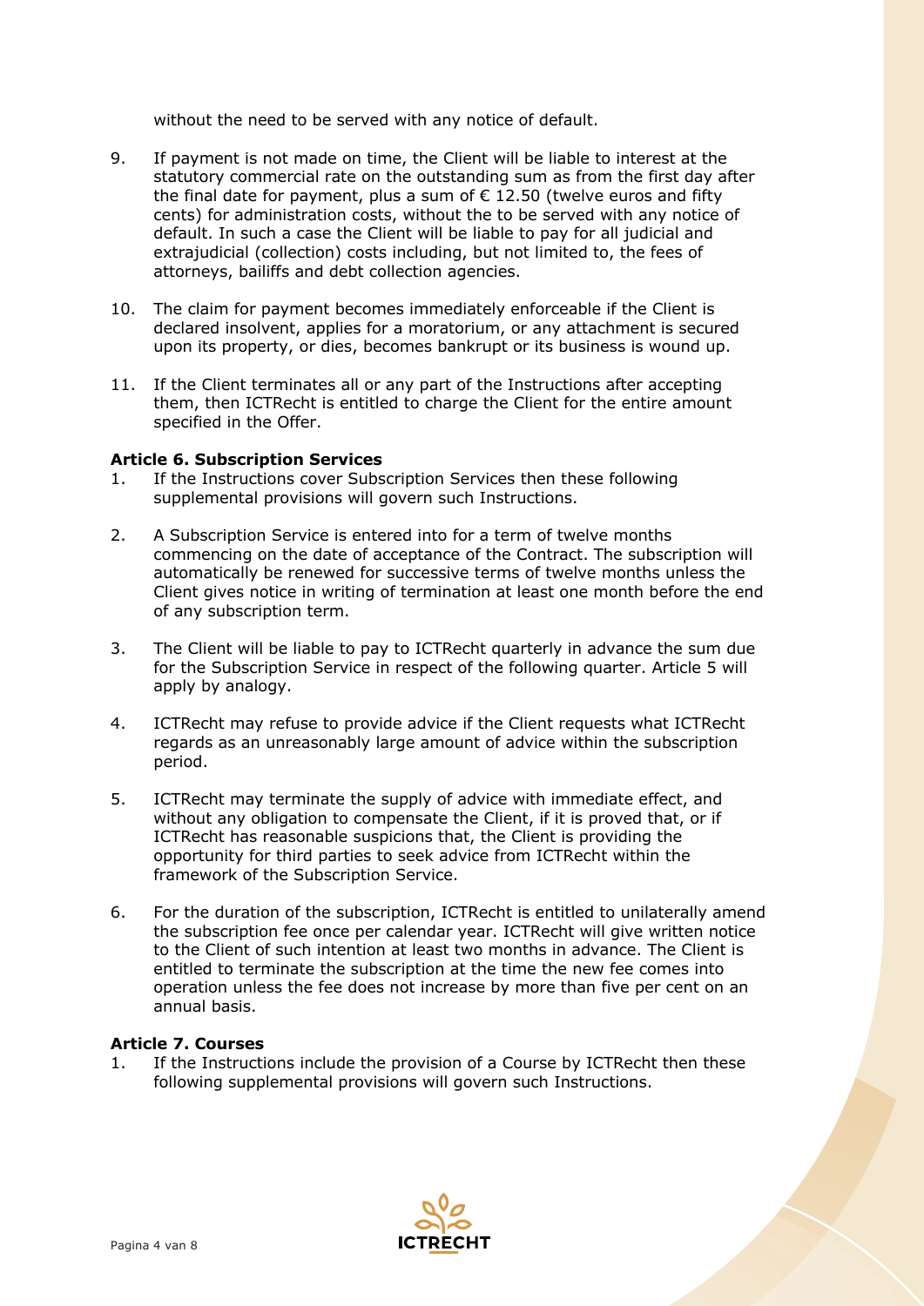without the need to be served with any notice of default.

9. If payment is not made on time, the Client will be liable to interest at the statutory commercial rate on the outstanding sum as from the first day after the final date for payment, plus a sum of € 12.50 (twelve euros and fifty cents) for administration costs, without the to be served with any notice of default. In such a case the Client will be liable to pay for all judicial and extrajudicial (collection) costs including, but not limited to, the fees of attorneys, bailiffs and debt collection agencies.

10. The claim for payment becomes immediately enforceable if the Client is declared insolvent, applies for a moratorium, or any attachment is secured upon its property, or dies, becomes bankrupt or its business is wound up.

11. If the Client terminates all or any part of the Instructions after accepting them, then ICTRecht is entitled to charge the Client for the entire amount specified in the Offer.

**Article 6. Subscription Services**

1. If the Instructions cover Subscription Services then these following supplemental provisions will govern such Instructions.

2. A Subscription Service is entered into for a term of twelve months commencing on the date of acceptance of the Contract. The subscription will automatically be renewed for successive terms of twelve months unless the Client gives notice in writing of termination at least one month before the end of any subscription term.

3. The Client will be liable to pay to ICTRecht quarterly in advance the sum due for the Subscription Service in respect of the following quarter. Article 5 will apply by analogy.

4. ICTRecht may refuse to provide advice if the Client requests what ICTRecht regards as an unreasonably large amount of advice within the subscription period.

5. ICTRecht may terminate the supply of advice with immediate effect, and without any obligation to compensate the Client, if it is proved that, or if ICTRecht has reasonable suspicions that, the Client is providing the opportunity for third parties to seek advice from ICTRecht within the framework of the Subscription Service.

6. For the duration of the subscription, ICTRecht is entitled to unilaterally amend the subscription fee once per calendar year. ICTRecht will give written notice to the Client of such intention at least two months in advance. The Client is entitled to terminate the subscription at the time the new fee comes into operation unless the fee does not increase by more than five per cent on an annual basis.

**Article 7. Courses**

1. If the Instructions include the provision of a Course by ICTRecht then these following supplemental provisions will govern such Instructions.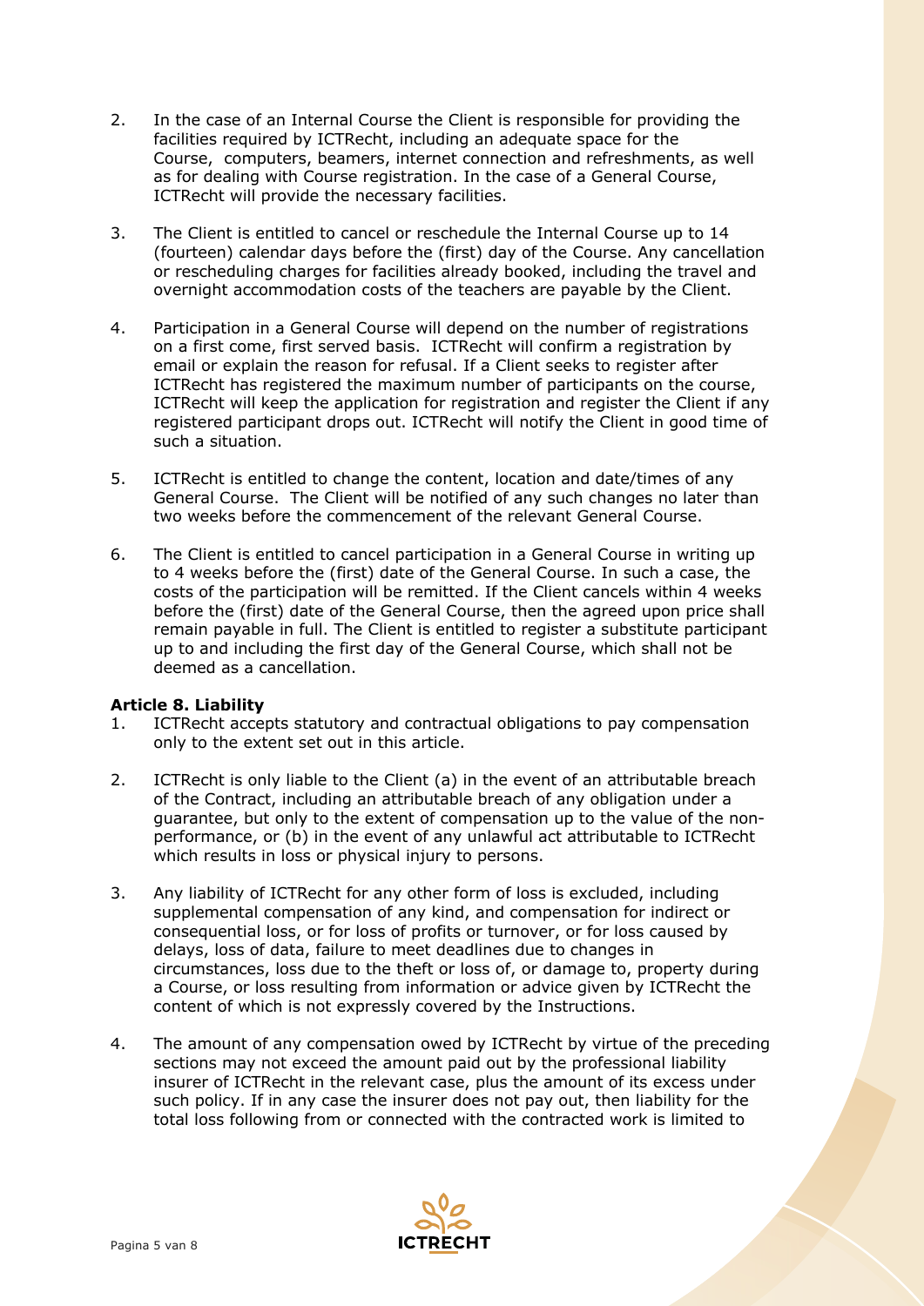2. In the case of an Internal Course the Client is responsible for providing the facilities required by ICTRecht, including an adequate space for the Course, computers, beamers, internet connection and refreshments, as well as for dealing with Course registration. In the case of a General Course, ICTRecht will provide the necessary facilities.

3. The Client is entitled to cancel or reschedule the Internal Course up to 14 (fourteen) calendar days before the (first) day of the Course. Any cancellation or rescheduling charges for facilities already booked, including the travel and overnight accommodation costs of the teachers are payable by the Client.

4. Participation in a General Course will depend on the number of registrations on a first come, first served basis. ICTRecht will confirm a registration by email or explain the reason for refusal. If a Client seeks to register after ICTRecht has registered the maximum number of participants on the course, ICTRecht will keep the application for registration and register the Client if any registered participant drops out. ICTRecht will notify the Client in good time of such a situation.

5. ICTRecht is entitled to change the content, location and date/times of any General Course. The Client will be notified of any such changes no later than two weeks before the commencement of the relevant General Course.

6. The Client is entitled to cancel participation in a General Course in writing up to 4 weeks before the (first) date of the General Course. In such a case, the costs of the participation will be remitted. If the Client cancels within 4 weeks before the (first) date of the General Course, then the agreed upon price shall remain payable in full. The Client is entitled to register a substitute participant up to and including the first day of the General Course, which shall not be deemed as a cancellation.

**Article 8. Liability**

1. ICTRecht accepts statutory and contractual obligations to pay compensation only to the extent set out in this article.

2. ICTRecht is only liable to the Client (a) in the event of an attributable breach of the Contract, including an attributable breach of any obligation under a guarantee, but only to the extent of compensation up to the value of the non-performance, or (b) in the event of any unlawful act attributable to ICTRecht which results in loss or physical injury to persons.

3. Any liability of ICTRecht for any other form of loss is excluded, including supplemental compensation of any kind, and compensation for indirect or consequential loss, or for loss of profits or turnover, or for loss caused by delays, loss of data, failure to meet deadlines due to changes in circumstances, loss due to the theft or loss of, or damage to, property during a Course, or loss resulting from information or advice given by ICTRecht the content of which is not expressly covered by the Instructions.

4. The amount of any compensation owed by ICTRecht by virtue of the preceding sections may not exceed the amount paid out by the professional liability insurer of ICTRecht in the relevant case, plus the amount of its excess under such policy. If in any case the insurer does not pay out, then liability for the total loss following from or connected with the contracted work is limited to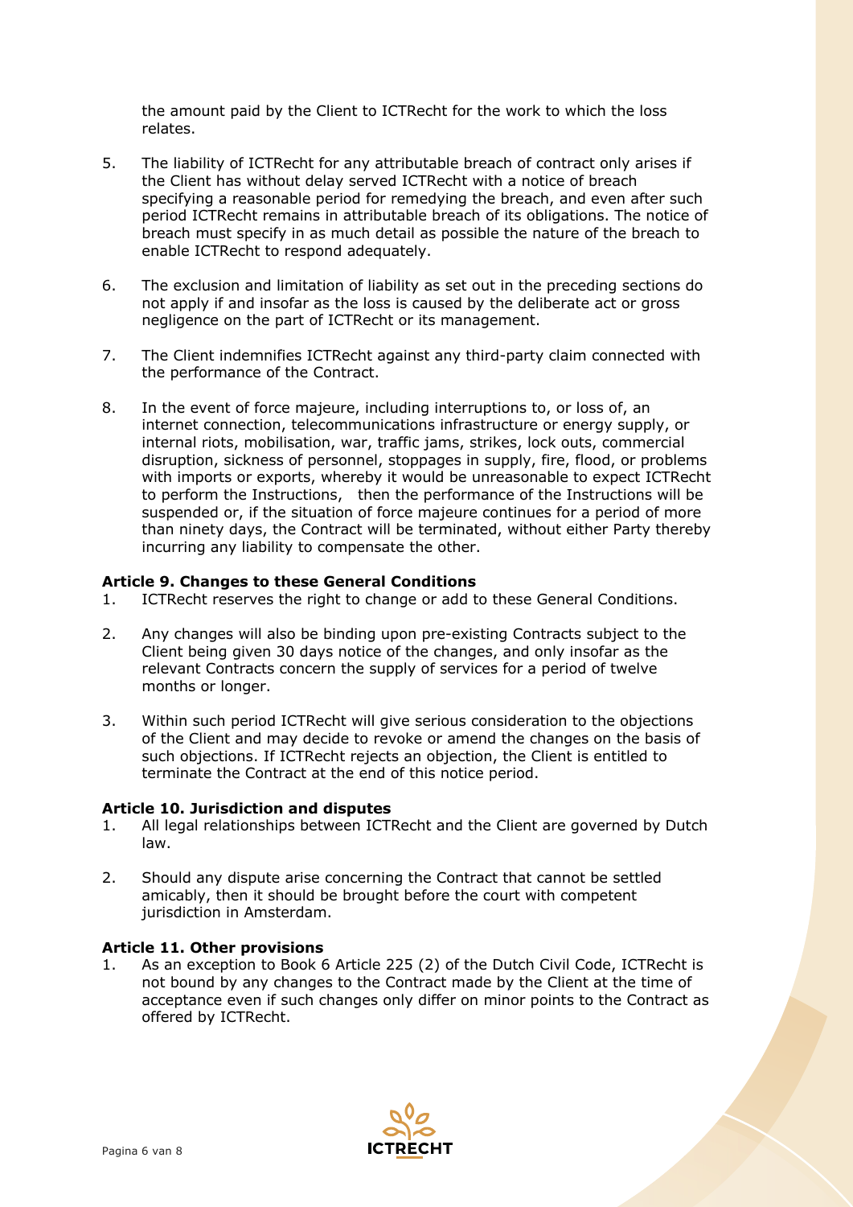the amount paid by the Client to ICTRecht for the work to which the loss relates.

5. The liability of ICTRecht for any attributable breach of contract only arises if the Client has without delay served ICTRecht with a notice of breach specifying a reasonable period for remedying the breach, and even after such period ICTRecht remains in attributable breach of its obligations. The notice of breach must specify in as much detail as possible the nature of the breach to enable ICTRecht to respond adequately.

6. The exclusion and limitation of liability as set out in the preceding sections do not apply if and insofar as the loss is caused by the deliberate act or gross negligence on the part of ICTRecht or its management.

7. The Client indemnifies ICTRecht against any third-party claim connected with the performance of the Contract.

8. In the event of force majeure, including interruptions to, or loss of, an internet connection, telecommunications infrastructure or energy supply, or internal riots, mobilisation, war, traffic jams, strikes, lock outs, commercial disruption, sickness of personnel, stoppages in supply, fire, flood, or problems with imports or exports, whereby it would be unreasonable to expect ICTRecht to perform the Instructions, then the performance of the Instructions will be suspended or, if the situation of force majeure continues for a period of more than ninety days, the Contract will be terminated, without either Party thereby incurring any liability to compensate the other.

**Article 9. Changes to these General Conditions**

1. ICTRecht reserves the right to change or add to these General Conditions.

2. Any changes will also be binding upon pre-existing Contracts subject to the Client being given 30 days notice of the changes, and only insofar as the relevant Contracts concern the supply of services for a period of twelve months or longer.

3. Within such period ICTRecht will give serious consideration to the objections of the Client and may decide to revoke or amend the changes on the basis of such objections. If ICTRecht rejects an objection, the Client is entitled to terminate the Contract at the end of this notice period.

**Article 10. Jurisdiction and disputes**

1. All legal relationships between ICTRecht and the Client are governed by Dutch law.

2. Should any dispute arise concerning the Contract that cannot be settled amicably, then it should be brought before the court with competent jurisdiction in Amsterdam.

**Article 11. Other provisions**

1. As an exception to Book 6 Article 225 (2) of the Dutch Civil Code, ICTRecht is not bound by any changes to the Contract made by the Client at the time of acceptance even if such changes only differ on minor points to the Contract as offered by ICTRecht.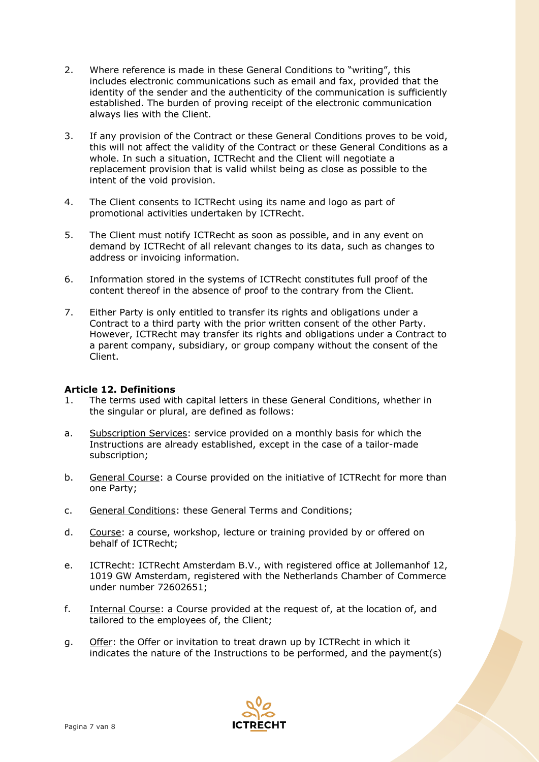2. Where reference is made in these General Conditions to “writing”, this includes electronic communications such as email and fax, provided that the identity of the sender and the authenticity of the communication is sufficiently established. The burden of proving receipt of the electronic communication always lies with the Client.

3. If any provision of the Contract or these General Conditions proves to be void, this will not affect the validity of the Contract or these General Conditions as a whole. In such a situation, ICTRecht and the Client will negotiate a replacement provision that is valid whilst being as close as possible to the intent of the void provision.

4. The Client consents to ICTRecht using its name and logo as part of promotional activities undertaken by ICTRecht.

5. The Client must notify ICTRecht as soon as possible, and in any event on demand by ICTRecht of all relevant changes to its data, such as changes to address or invoicing information.

6. Information stored in the systems of ICTRecht constitutes full proof of the content thereof in the absence of proof to the contrary from the Client.

7. Either Party is only entitled to transfer its rights and obligations under a Contract to a third party with the prior written consent of the other Party. However, ICTRecht may transfer its rights and obligations under a Contract to a parent company, subsidiary, or group company without the consent of the Client.

**Article 12. Definitions**

1. The terms used with capital letters in these General Conditions, whether in the singular or plural, are defined as follows:

a. Subscription Services: service provided on a monthly basis for which the Instructions are already established, except in the case of a tailor-made subscription;

b. General Course: a Course provided on the initiative of ICTRecht for more than one Party;

c. General Conditions: these General Terms and Conditions;

d. Course: a course, workshop, lecture or training provided by or offered on behalf of ICTRecht;

e. ICTRecht: ICTRecht Amsterdam B.V., with registered office at Jollemanhof 12, 1019 GW Amsterdam, registered with the Netherlands Chamber of Commerce under number 72602651;

f. Internal Course: a Course provided at the request of, at the location of, and tailored to the employees of, the Client;

g. Offer: the Offer or invitation to treat drawn up by ICTRecht in which it indicates the nature of the Instructions to be performed, and the payment(s)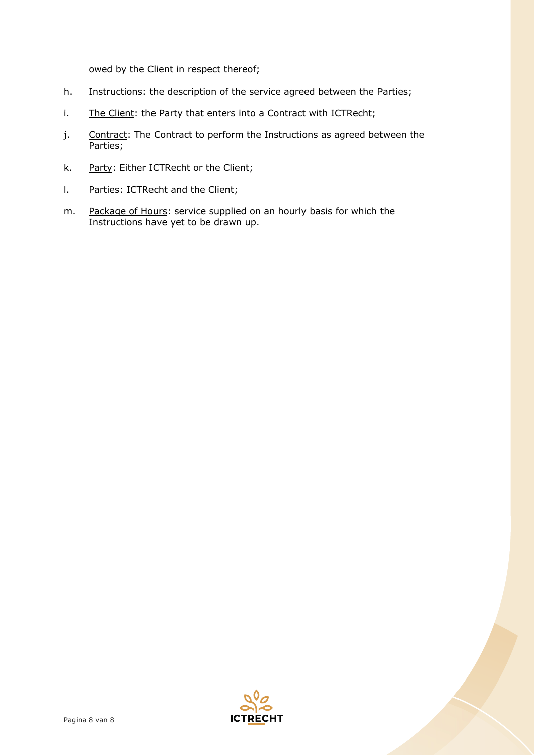owed by the Client in respect thereof;

h. Instructions: the description of the service agreed between the Parties;

i. The Client: the Party that enters into a Contract with ICTRecht;

j. Contract: The Contract to perform the Instructions as agreed between the Parties;

k. Party: Either ICTRecht or the Client;

l. Parties: ICTRecht and the Client;

m. Package of Hours: service supplied on an hourly basis for which the Instructions have yet to be drawn up.